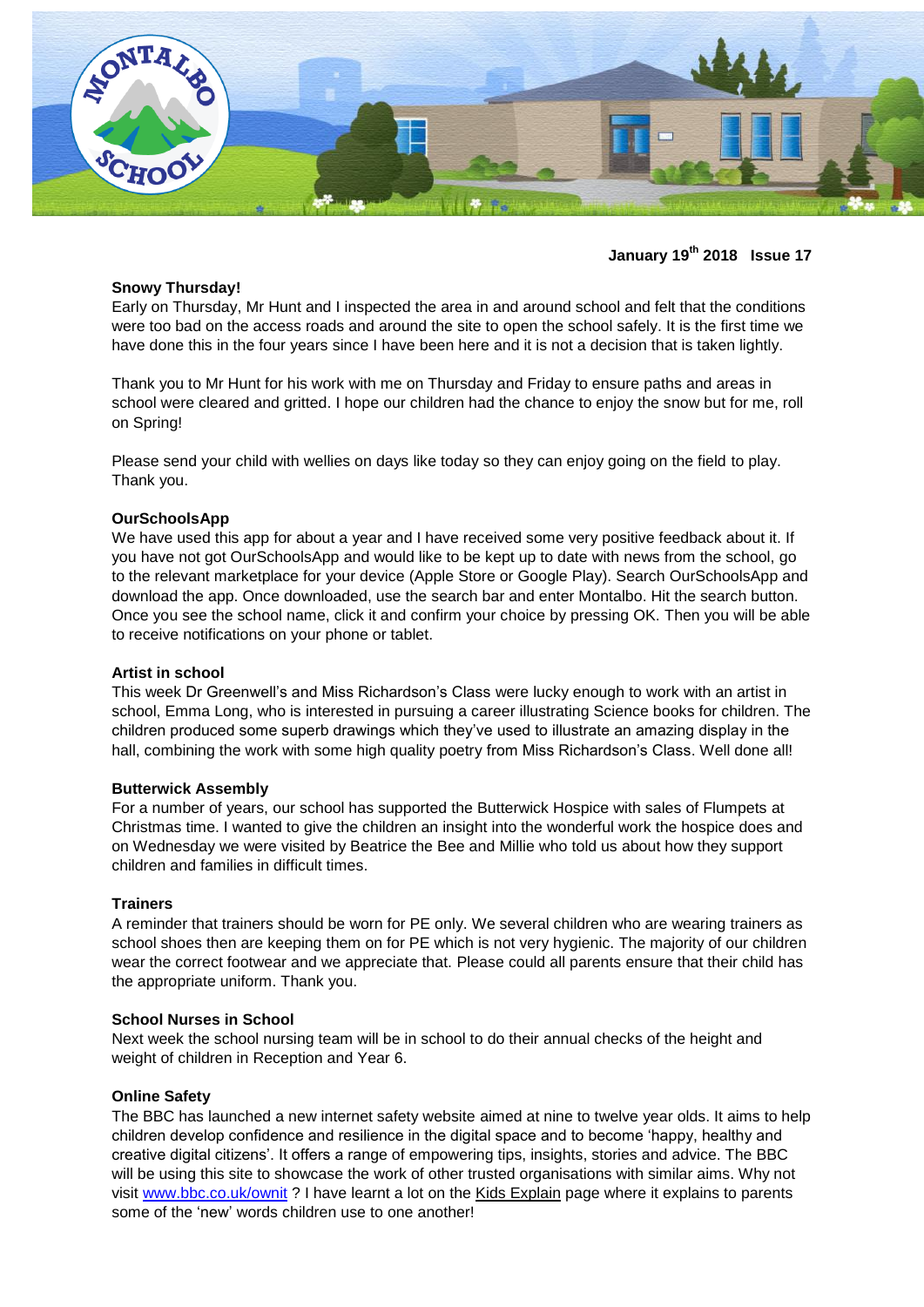**January 19th 2018 Issue 17**

**Snowy Thursday!**

Early on Thursday, Mr Hunt and I inspected the area in and around school and felt that the conditions were too bad on the access roads and around the site to open the school safely. It is the first time we have done this in the four years since I have been here and it is not a decision that is taken lightly.

Thank you to Mr Hunt for his work with me on Thursday and Friday to ensure paths and areas in school were cleared and gritted. I hope our children had the chance to enjoy the snow but for me, roll on Spring!

Please send your child with wellies on days like today so they can enjoy going on the field to play. Thank you.

**OurSchoolsApp**

We have used this app for about a year and I have received some very positive feedback about it. If you have not got OurSchoolsApp and would like to be kept up to date with news from the school, go to the relevant marketplace for your device (Apple Store or Google Play). Search OurSchoolsApp and download the app. Once downloaded, use the search bar and enter Montalbo. Hit the search button. Once you see the school name, click it and confirm your choice by pressing OK. Then you will be able to receive notifications on your phone or tablet.

**Artist in school**

This week Dr Greenwell's and Miss Richardson's Class were lucky enough to work with an artist in school, Emma Long, who is interested in pursuing a career illustrating Science books for children. The children produced some superb drawings which they've used to illustrate an amazing display in the hall, combining the work with some high quality poetry from Miss Richardson's Class. Well done all!

**Butterwick Assembly**

For a number of years, our school has supported the Butterwick Hospice with sales of Flumpets at Christmas time. I wanted to give the children an insight into the wonderful work the hospice does and on Wednesday we were visited by Beatrice the Bee and Millie who told us about how they support children and families in difficult times.

**Trainers**

A reminder that trainers should be worn for PE only. We several children who are wearing trainers as school shoes then are keeping them on for PE which is not very hygienic. The majority of our children wear the correct footwear and we appreciate that. Please could all parents ensure that their child has the appropriate uniform. Thank you.

**School Nurses in School**

Next week the school nursing team will be in school to do their annual checks of the height and weight of children in Reception and Year 6.

**Online Safety**

The BBC has launched a new internet safety website aimed at nine to twelve year olds. It aims to help children develop confidence and resilience in the digital space and to become 'happy, healthy and creative digital citizens'. It offers a range of empowering tips, insights, stories and advice. The BBC will be using this site to showcase the work of other trusted organisations with similar aims. Why not visit www.bbc.co.uk/ownit ? I have learnt a lot on the Kids Explain page where it explains to parents some of the 'new' words children use to one another!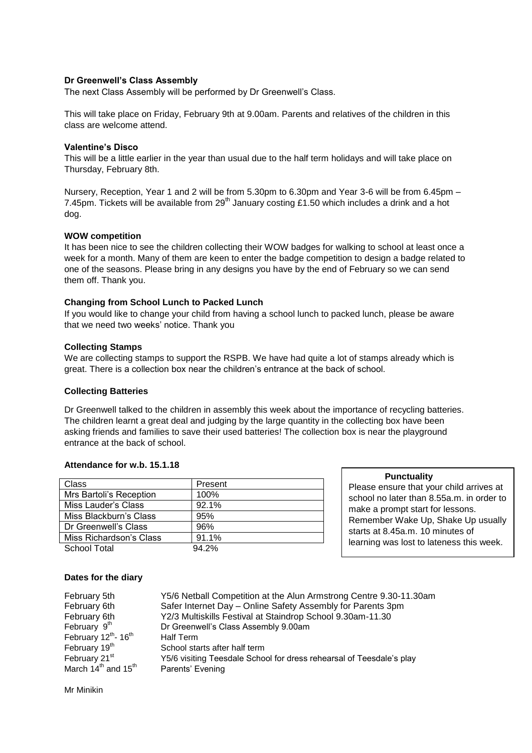**Dr Greenwell's Class Assembly**

The next Class Assembly will be performed by Dr Greenwell's Class.

This will take place on Friday, February 9th at 9.00am. Parents and relatives of the children in this class are welcome attend.

**Valentine's Disco**

This will be a little earlier in the year than usual due to the half term holidays and will take place on Thursday, February 8th.

Nursery, Reception, Year 1 and 2 will be from 5.30pm to 6.30pm and Year 3-6 will be from 6.45pm – 7.45pm. Tickets will be available from 29th January costing £1.50 which includes a drink and a hot dog.

**WOW competition**

It has been nice to see the children collecting their WOW badges for walking to school at least once a week for a month. Many of them are keen to enter the badge competition to design a badge related to one of the seasons. Please bring in any designs you have by the end of February so we can send them off. Thank you.

**Changing from School Lunch to Packed Lunch**

If you would like to change your child from having a school lunch to packed lunch, please be aware that we need two weeks' notice. Thank you

**Collecting Stamps**

We are collecting stamps to support the RSPB. We have had quite a lot of stamps already which is great. There is a collection box near the children's entrance at the back of school.

**Collecting Batteries**

Dr Greenwell talked to the children in assembly this week about the importance of recycling batteries. The children learnt a great deal and judging by the large quantity in the collecting box have been asking friends and families to save their used batteries! The collection box is near the playground entrance at the back of school.

**Attendance for w.b. 15.1.18**

| Class | Present |
|---|---|
| Mrs Bartoli's Reception | 100% |
| Miss Lauder's Class | 92.1% |
| Miss Blackburn's Class | 95% |
| Dr Greenwell's Class | 96% |
| Miss Richardson's Class | 91.1% |
| School Total | 94.2% |

**Punctuality**

Please ensure that your child arrives at school no later than 8.55a.m. in order to make a prompt start for lessons. Remember Wake Up, Shake Up usually starts at 8.45a.m. 10 minutes of learning was lost to lateness this week.

**Dates for the diary**

| | |
|---|---|
| February 5th | Y5/6 Netball Competition at the Alun Armstrong Centre 9.30-11.30am |
| February 6th | Safer Internet Day – Online Safety Assembly for Parents 3pm |
| February 6th | Y2/3 Multiskills Festival at Staindrop School 9.30am-11.30 |
| February 9th | Dr Greenwell's Class Assembly 9.00am |
| February 12th- 16th | Half Term |
| February 19th | School starts after half term |
| February 21st | Y5/6 visiting Teesdale School for dress rehearsal of Teesdale's play |
| March 14th and 15th | Parents' Evening |

Mr Minikin